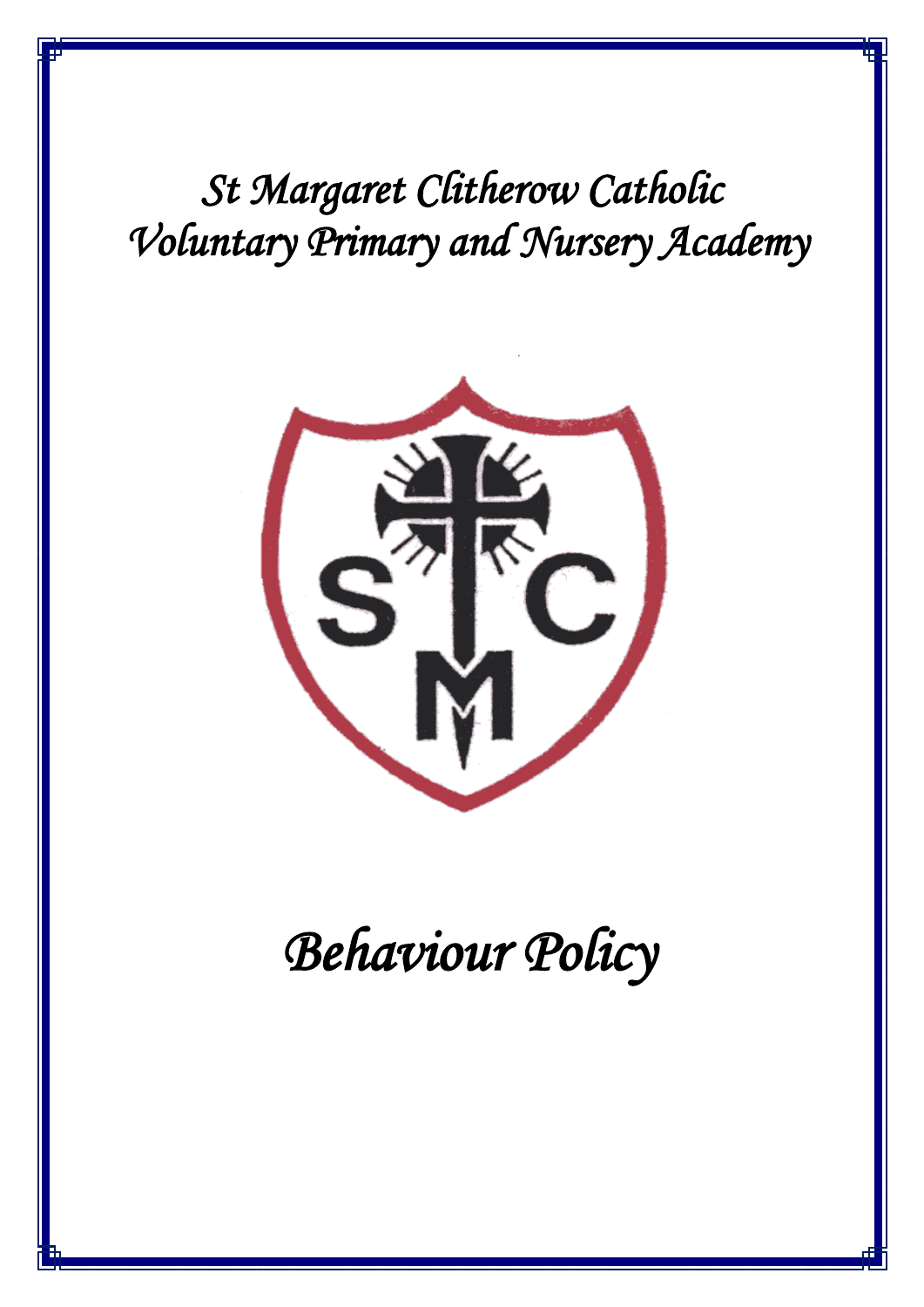# St Margaret Clitherow Catholic Voluntary Primary and Nursery Academy

# Behaviour Policy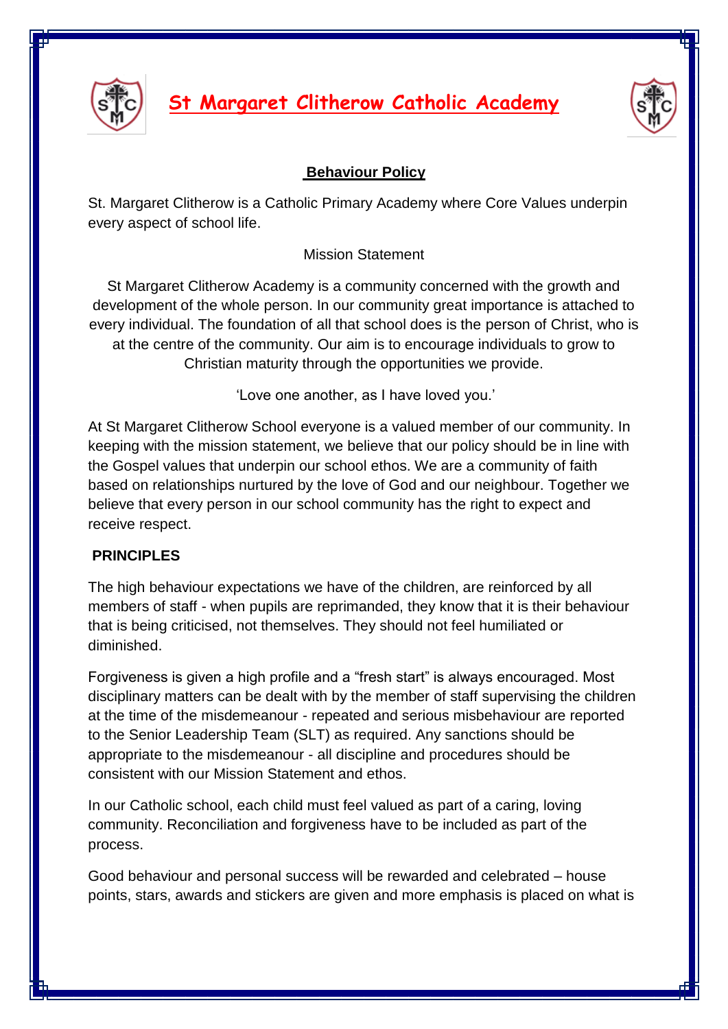# St Margaret Clitherow Catholic Academy

## Behaviour Policy

St. Margaret Clitherow is a Catholic Primary Academy where Core Values underpin every aspect of school life.

Mission Statement

St Margaret Clitherow Academy is a community concerned with the growth and development of the whole person. In our community great importance is attached to every individual. The foundation of all that school does is the person of Christ, who is at the centre of the community. Our aim is to encourage individuals to grow to Christian maturity through the opportunities we provide.

'Love one another, as I have loved you.'

At St Margaret Clitherow School everyone is a valued member of our community. In keeping with the mission statement, we believe that our policy should be in line with the Gospel values that underpin our school ethos. We are a community of faith based on relationships nurtured by the love of God and our neighbour. Together we believe that every person in our school community has the right to expect and receive respect.

**PRINCIPLES**

The high behaviour expectations we have of the children, are reinforced by all members of staff - when pupils are reprimanded, they know that it is their behaviour that is being criticised, not themselves. They should not feel humiliated or diminished.

Forgiveness is given a high profile and a "fresh start" is always encouraged. Most disciplinary matters can be dealt with by the member of staff supervising the children at the time of the misdemeanour - repeated and serious misbehaviour are reported to the Senior Leadership Team (SLT) as required. Any sanctions should be appropriate to the misdemeanour - all discipline and procedures should be consistent with our Mission Statement and ethos.

In our Catholic school, each child must feel valued as part of a caring, loving community. Reconciliation and forgiveness have to be included as part of the process.

Good behaviour and personal success will be rewarded and celebrated – house points, stars, awards and stickers are given and more emphasis is placed on what is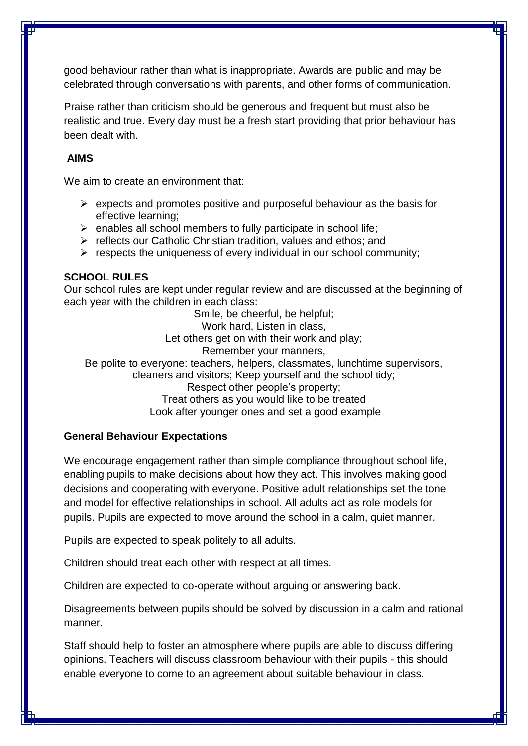good behaviour rather than what is inappropriate. Awards are public and may be celebrated through conversations with parents, and other forms of communication.

Praise rather than criticism should be generous and frequent but must also be realistic and true. Every day must be a fresh start providing that prior behaviour has been dealt with.

## AIMS

We aim to create an environment that:

- expects and promotes positive and purposeful behaviour as the basis for effective learning;
- enables all school members to fully participate in school life;
- reflects our Catholic Christian tradition, values and ethos; and
- respects the uniqueness of every individual in our school community;

## SCHOOL RULES

Our school rules are kept under regular review and are discussed at the beginning of each year with the children in each class:

Smile, be cheerful, be helpful;
Work hard, Listen in class,
Let others get on with their work and play;
Remember your manners,
Be polite to everyone: teachers, helpers, classmates, lunchtime supervisors, cleaners and visitors; Keep yourself and the school tidy;
Respect other people's property;
Treat others as you would like to be treated
Look after younger ones and set a good example

### General Behaviour Expectations

We encourage engagement rather than simple compliance throughout school life, enabling pupils to make decisions about how they act. This involves making good decisions and cooperating with everyone. Positive adult relationships set the tone and model for effective relationships in school. All adults act as role models for pupils. Pupils are expected to move around the school in a calm, quiet manner.

Pupils are expected to speak politely to all adults.

Children should treat each other with respect at all times.

Children are expected to co-operate without arguing or answering back.

Disagreements between pupils should be solved by discussion in a calm and rational manner.

Staff should help to foster an atmosphere where pupils are able to discuss differing opinions. Teachers will discuss classroom behaviour with their pupils - this should enable everyone to come to an agreement about suitable behaviour in class.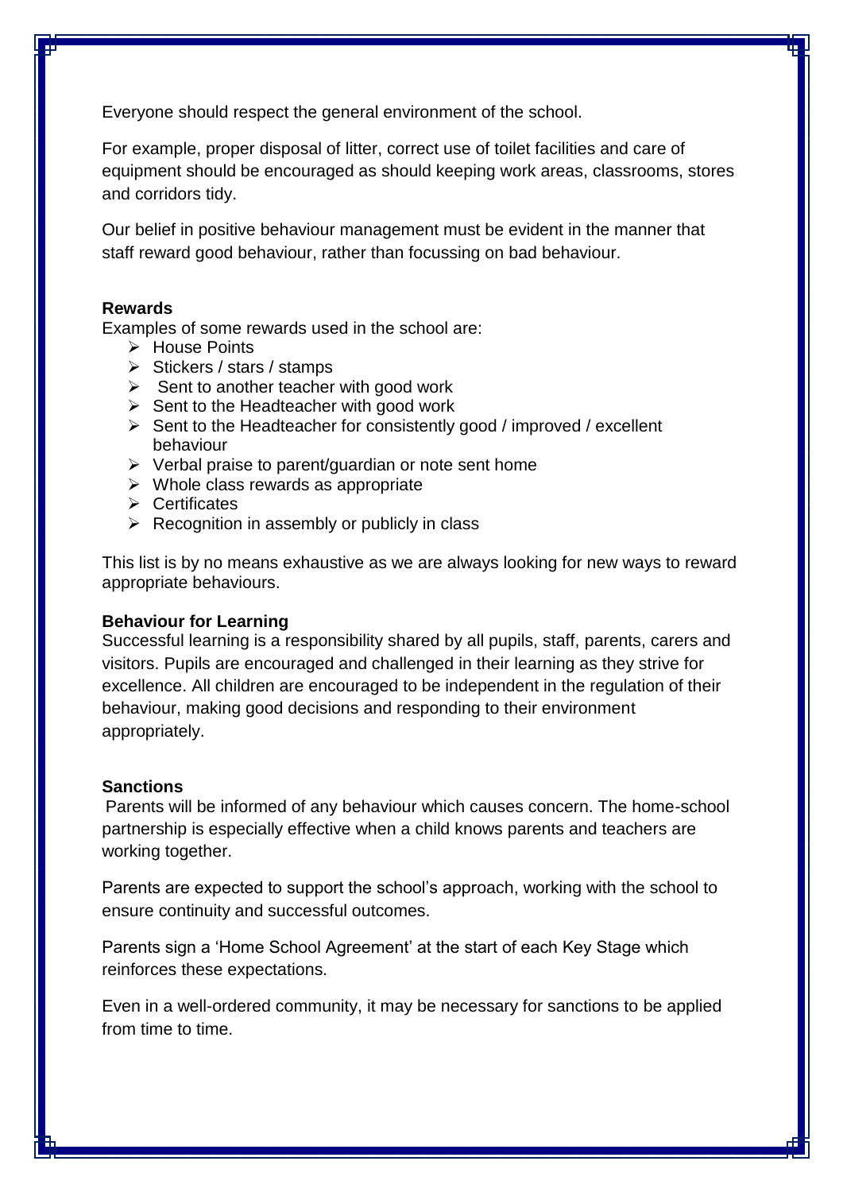Everyone should respect the general environment of the school.

For example, proper disposal of litter, correct use of toilet facilities and care of equipment should be encouraged as should keeping work areas, classrooms, stores and corridors tidy.

Our belief in positive behaviour management must be evident in the manner that staff reward good behaviour, rather than focussing on bad behaviour.

**Rewards**

Examples of some rewards used in the school are:

- House Points
- Stickers / stars / stamps
- Sent to another teacher with good work
- Sent to the Headteacher with good work
- Sent to the Headteacher for consistently good / improved / excellent behaviour
- Verbal praise to parent/guardian or note sent home
- Whole class rewards as appropriate
- Certificates
- Recognition in assembly or publicly in class

This list is by no means exhaustive as we are always looking for new ways to reward appropriate behaviours.

**Behaviour for Learning**

Successful learning is a responsibility shared by all pupils, staff, parents, carers and visitors. Pupils are encouraged and challenged in their learning as they strive for excellence. All children are encouraged to be independent in the regulation of their behaviour, making good decisions and responding to their environment appropriately.

**Sanctions**

Parents will be informed of any behaviour which causes concern. The home-school partnership is especially effective when a child knows parents and teachers are working together.

Parents are expected to support the school's approach, working with the school to ensure continuity and successful outcomes.

Parents sign a 'Home School Agreement' at the start of each Key Stage which reinforces these expectations.

Even in a well-ordered community, it may be necessary for sanctions to be applied from time to time.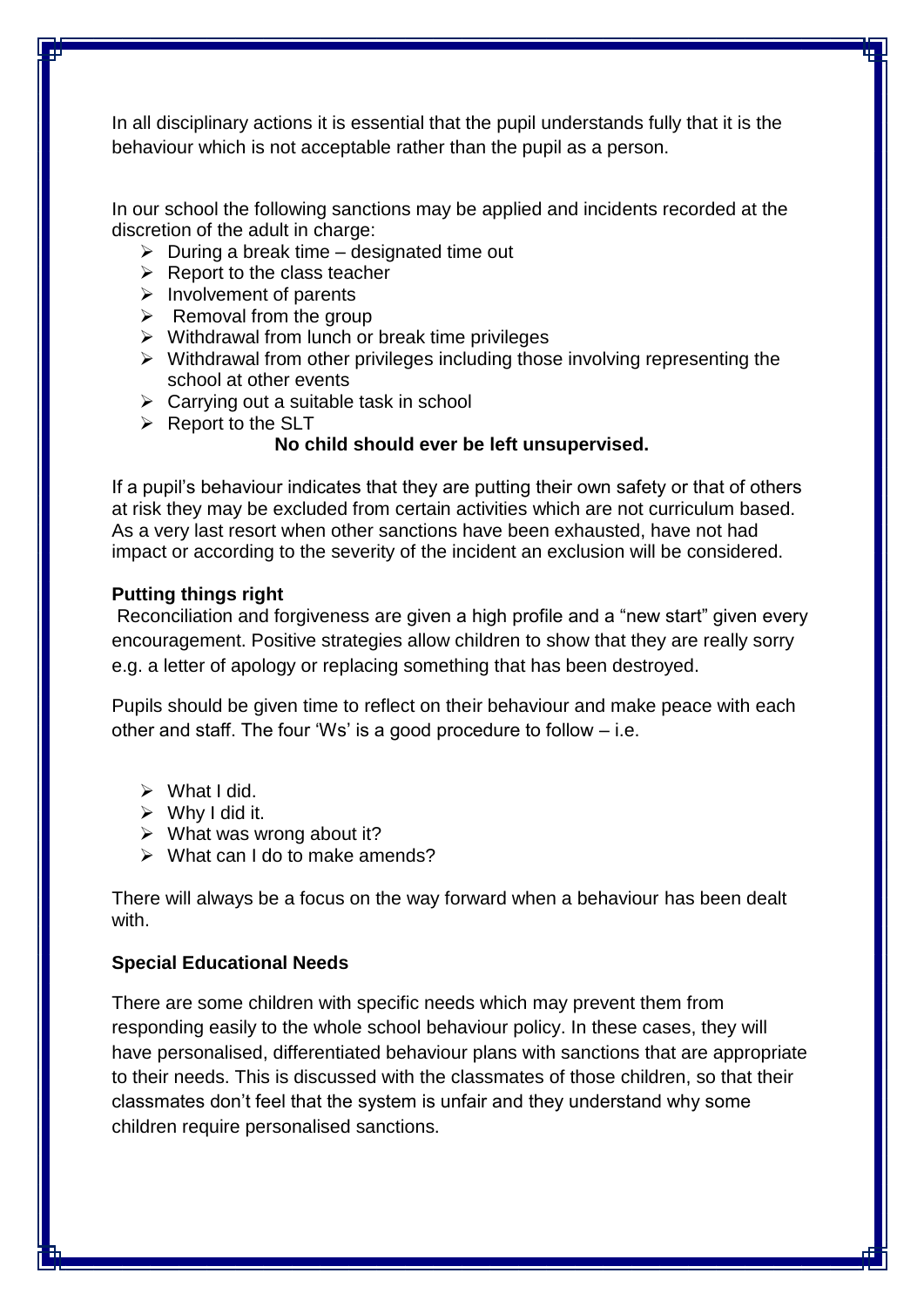In all disciplinary actions it is essential that the pupil understands fully that it is the behaviour which is not acceptable rather than the pupil as a person.

In our school the following sanctions may be applied and incidents recorded at the discretion of the adult in charge:

- During a break time – designated time out
- Report to the class teacher
- Involvement of parents
- Removal from the group
- Withdrawal from lunch or break time privileges
- Withdrawal from other privileges including those involving representing the school at other events
- Carrying out a suitable task in school
- Report to the SLT

**No child should ever be left unsupervised.**

If a pupil's behaviour indicates that they are putting their own safety or that of others at risk they may be excluded from certain activities which are not curriculum based. As a very last resort when other sanctions have been exhausted, have not had impact or according to the severity of the incident an exclusion will be considered.

**Putting things right**

Reconciliation and forgiveness are given a high profile and a "new start" given every encouragement. Positive strategies allow children to show that they are really sorry e.g. a letter of apology or replacing something that has been destroyed.

Pupils should be given time to reflect on their behaviour and make peace with each other and staff. The four 'Ws' is a good procedure to follow – i.e.

- What I did.
- Why I did it.
- What was wrong about it?
- What can I do to make amends?

There will always be a focus on the way forward when a behaviour has been dealt with.

**Special Educational Needs**

There are some children with specific needs which may prevent them from responding easily to the whole school behaviour policy. In these cases, they will have personalised, differentiated behaviour plans with sanctions that are appropriate to their needs. This is discussed with the classmates of those children, so that their classmates don't feel that the system is unfair and they understand why some children require personalised sanctions.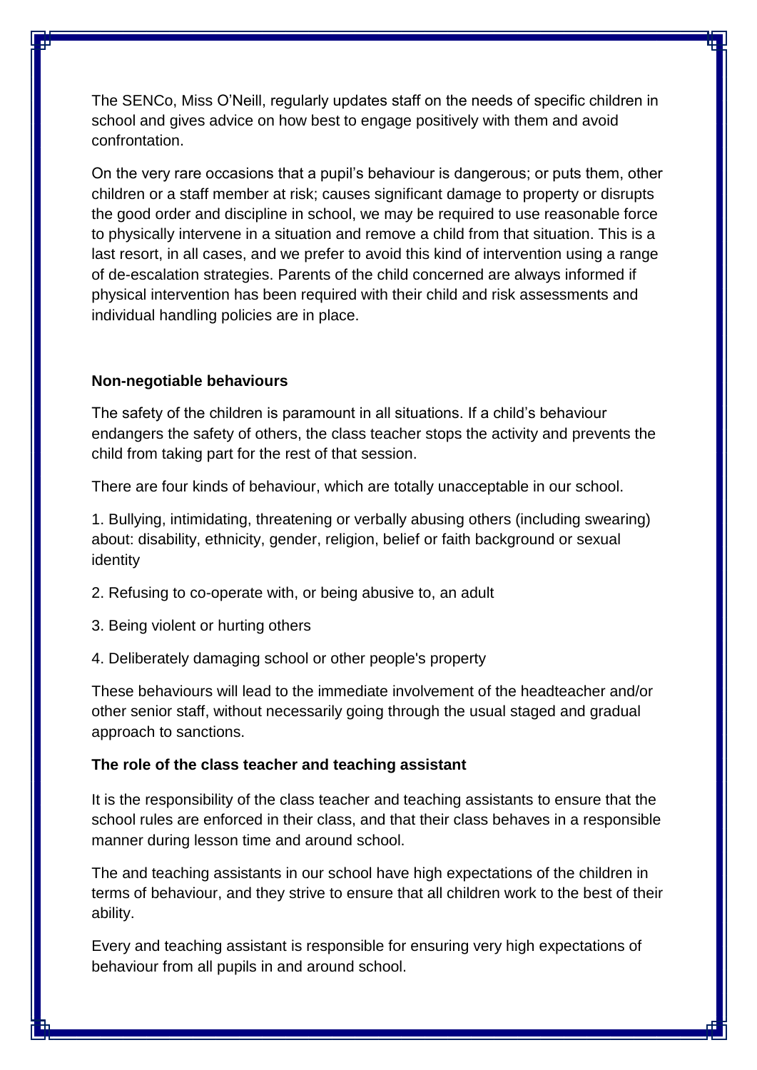The SENCo, Miss O'Neill, regularly updates staff on the needs of specific children in school and gives advice on how best to engage positively with them and avoid confrontation.

On the very rare occasions that a pupil's behaviour is dangerous; or puts them, other children or a staff member at risk; causes significant damage to property or disrupts the good order and discipline in school, we may be required to use reasonable force to physically intervene in a situation and remove a child from that situation. This is a last resort, in all cases, and we prefer to avoid this kind of intervention using a range of de-escalation strategies. Parents of the child concerned are always informed if physical intervention has been required with their child and risk assessments and individual handling policies are in place.

**Non-negotiable behaviours**

The safety of the children is paramount in all situations. If a child's behaviour endangers the safety of others, the class teacher stops the activity and prevents the child from taking part for the rest of that session.

There are four kinds of behaviour, which are totally unacceptable in our school.

1. Bullying, intimidating, threatening or verbally abusing others (including swearing) about: disability, ethnicity, gender, religion, belief or faith background or sexual identity

2. Refusing to co-operate with, or being abusive to, an adult

3. Being violent or hurting others

4. Deliberately damaging school or other people's property

These behaviours will lead to the immediate involvement of the headteacher and/or other senior staff, without necessarily going through the usual staged and gradual approach to sanctions.

**The role of the class teacher and teaching assistant**

It is the responsibility of the class teacher and teaching assistants to ensure that the school rules are enforced in their class, and that their class behaves in a responsible manner during lesson time and around school.

The and teaching assistants in our school have high expectations of the children in terms of behaviour, and they strive to ensure that all children work to the best of their ability.

Every and teaching assistant is responsible for ensuring very high expectations of behaviour from all pupils in and around school.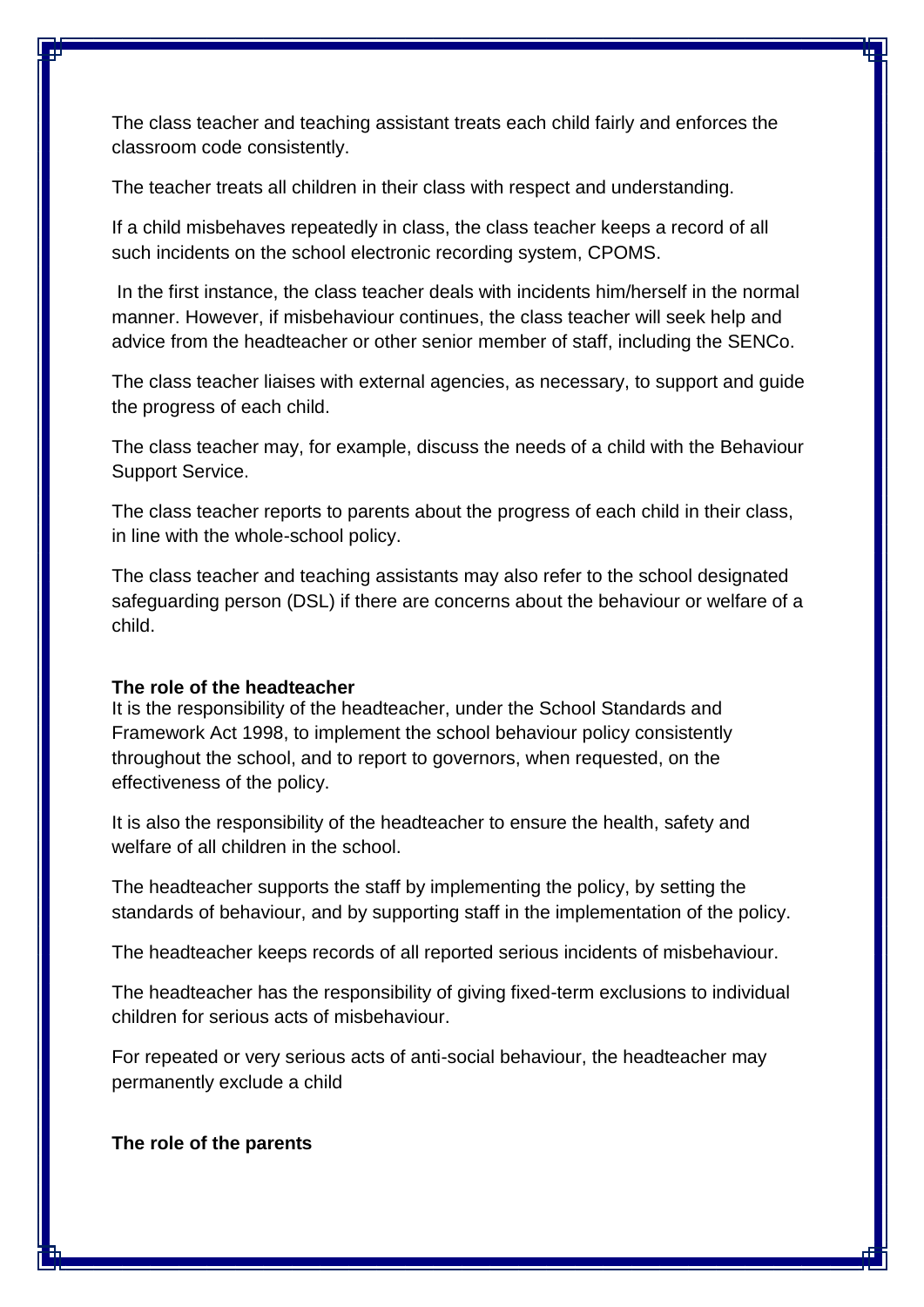The class teacher and teaching assistant treats each child fairly and enforces the classroom code consistently.

The teacher treats all children in their class with respect and understanding.

If a child misbehaves repeatedly in class, the class teacher keeps a record of all such incidents on the school electronic recording system, CPOMS.

In the first instance, the class teacher deals with incidents him/herself in the normal manner. However, if misbehaviour continues, the class teacher will seek help and advice from the headteacher or other senior member of staff, including the SENCo.

The class teacher liaises with external agencies, as necessary, to support and guide the progress of each child.

The class teacher may, for example, discuss the needs of a child with the Behaviour Support Service.

The class teacher reports to parents about the progress of each child in their class, in line with the whole-school policy.

The class teacher and teaching assistants may also refer to the school designated safeguarding person (DSL) if there are concerns about the behaviour or welfare of a child.

**The role of the headteacher**

It is the responsibility of the headteacher, under the School Standards and Framework Act 1998, to implement the school behaviour policy consistently throughout the school, and to report to governors, when requested, on the effectiveness of the policy.

It is also the responsibility of the headteacher to ensure the health, safety and welfare of all children in the school.

The headteacher supports the staff by implementing the policy, by setting the standards of behaviour, and by supporting staff in the implementation of the policy.

The headteacher keeps records of all reported serious incidents of misbehaviour.

The headteacher has the responsibility of giving fixed-term exclusions to individual children for serious acts of misbehaviour.

For repeated or very serious acts of anti-social behaviour, the headteacher may permanently exclude a child

**The role of the parents**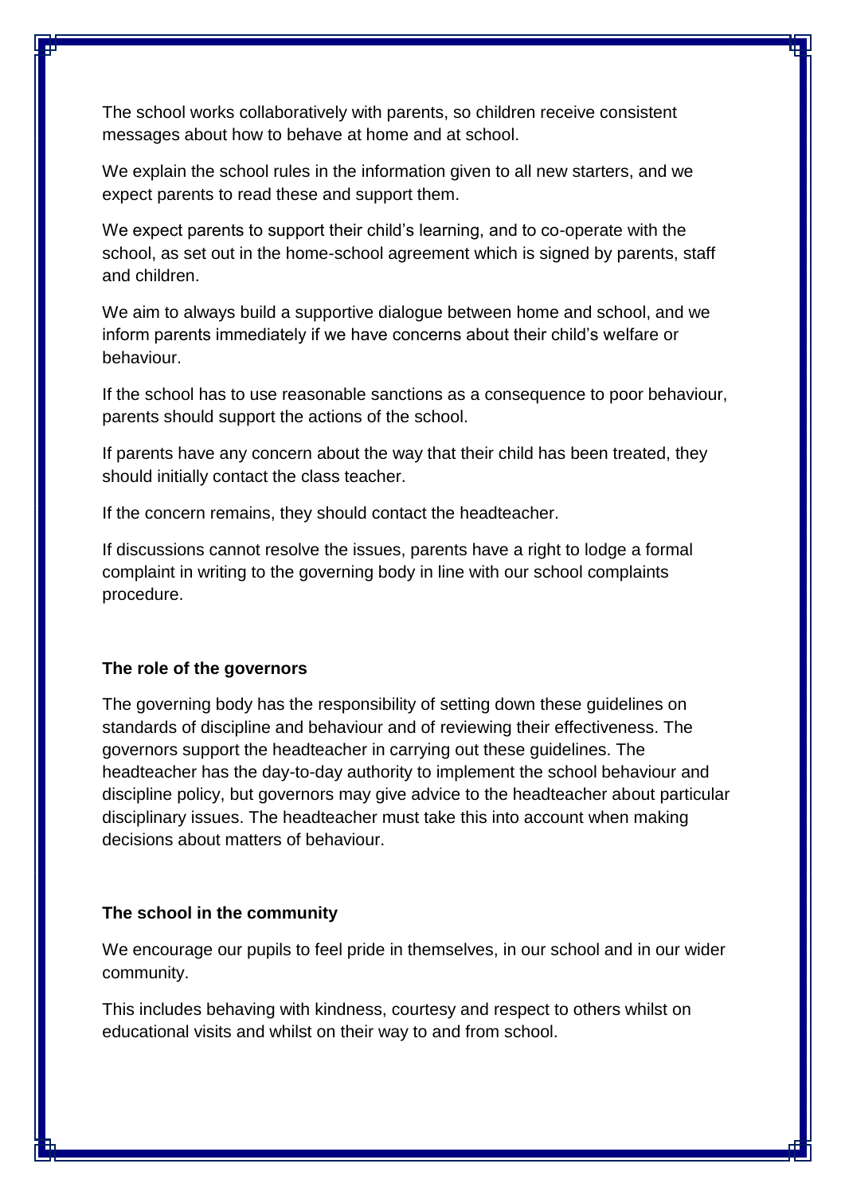The school works collaboratively with parents, so children receive consistent messages about how to behave at home and at school.

We explain the school rules in the information given to all new starters, and we expect parents to read these and support them.

We expect parents to support their child's learning, and to co-operate with the school, as set out in the home-school agreement which is signed by parents, staff and children.

We aim to always build a supportive dialogue between home and school, and we inform parents immediately if we have concerns about their child's welfare or behaviour.

If the school has to use reasonable sanctions as a consequence to poor behaviour, parents should support the actions of the school.

If parents have any concern about the way that their child has been treated, they should initially contact the class teacher.

If the concern remains, they should contact the headteacher.

If discussions cannot resolve the issues, parents have a right to lodge a formal complaint in writing to the governing body in line with our school complaints procedure.

**The role of the governors**

The governing body has the responsibility of setting down these guidelines on standards of discipline and behaviour and of reviewing their effectiveness. The governors support the headteacher in carrying out these guidelines. The headteacher has the day-to-day authority to implement the school behaviour and discipline policy, but governors may give advice to the headteacher about particular disciplinary issues. The headteacher must take this into account when making decisions about matters of behaviour.

**The school in the community**

We encourage our pupils to feel pride in themselves, in our school and in our wider community.

This includes behaving with kindness, courtesy and respect to others whilst on educational visits and whilst on their way to and from school.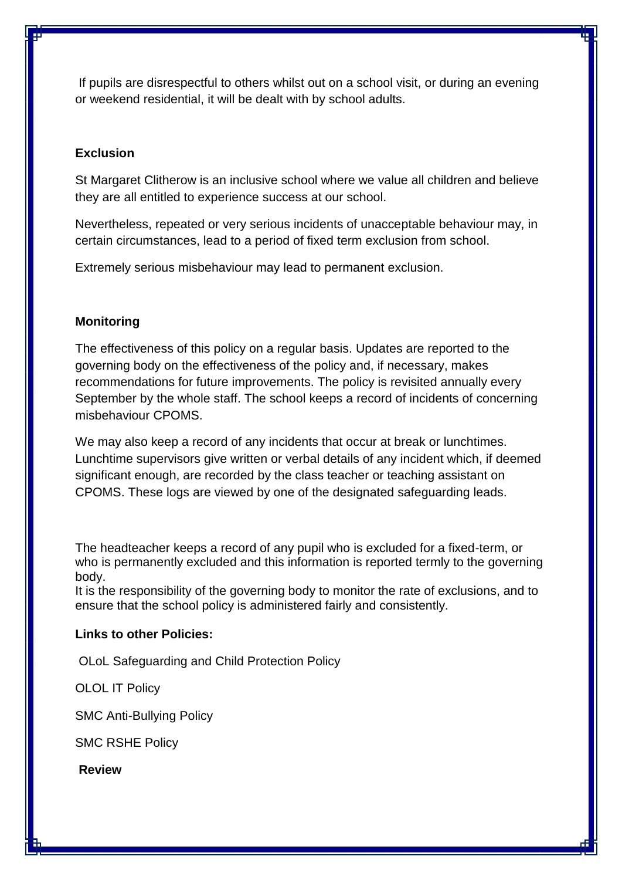If pupils are disrespectful to others whilst out on a school visit, or during an evening or weekend residential, it will be dealt with by school adults.

**Exclusion**

St Margaret Clitherow is an inclusive school where we value all children and believe they are all entitled to experience success at our school.

Nevertheless, repeated or very serious incidents of unacceptable behaviour may, in certain circumstances, lead to a period of fixed term exclusion from school.

Extremely serious misbehaviour may lead to permanent exclusion.

**Monitoring**

The effectiveness of this policy on a regular basis. Updates are reported to the governing body on the effectiveness of the policy and, if necessary, makes recommendations for future improvements. The policy is revisited annually every September by the whole staff. The school keeps a record of incidents of concerning misbehaviour CPOMS.

We may also keep a record of any incidents that occur at break or lunchtimes. Lunchtime supervisors give written or verbal details of any incident which, if deemed significant enough, are recorded by the class teacher or teaching assistant on CPOMS. These logs are viewed by one of the designated safeguarding leads.

The headteacher keeps a record of any pupil who is excluded for a fixed-term, or who is permanently excluded and this information is reported termly to the governing body.
It is the responsibility of the governing body to monitor the rate of exclusions, and to ensure that the school policy is administered fairly and consistently.

**Links to other Policies:**

OLoL Safeguarding and Child Protection Policy

OLOL IT Policy

SMC Anti-Bullying Policy

SMC RSHE Policy

**Review**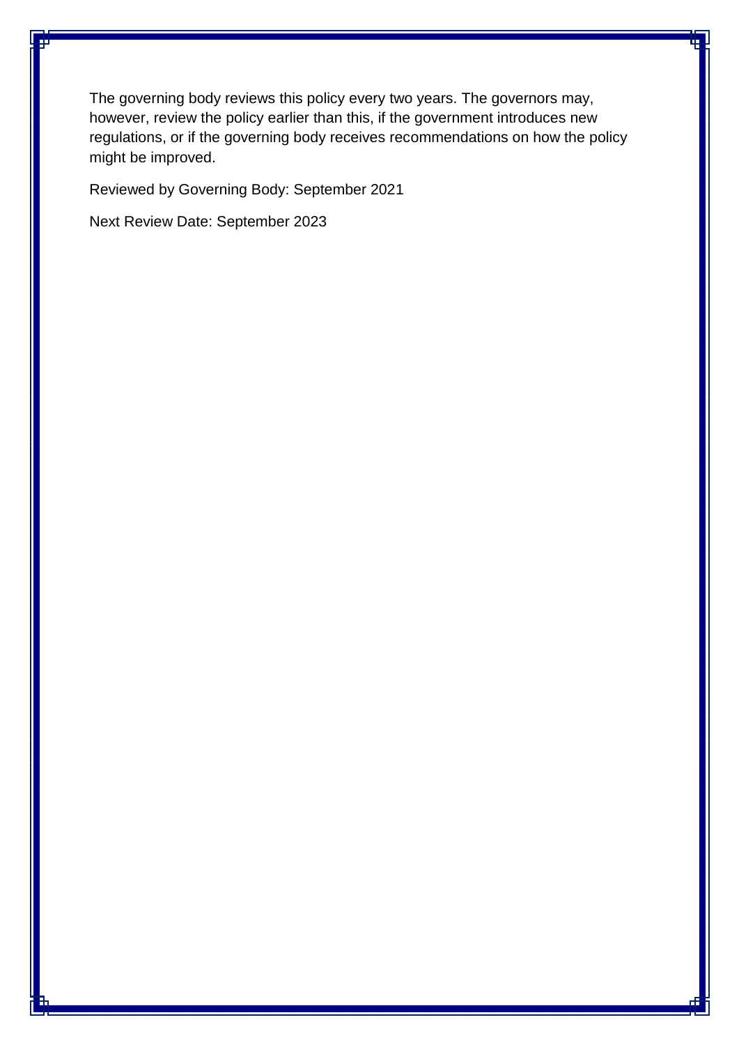The governing body reviews this policy every two years. The governors may, however, review the policy earlier than this, if the government introduces new regulations, or if the governing body receives recommendations on how the policy might be improved.

Reviewed by Governing Body: September 2021

Next Review Date: September 2023